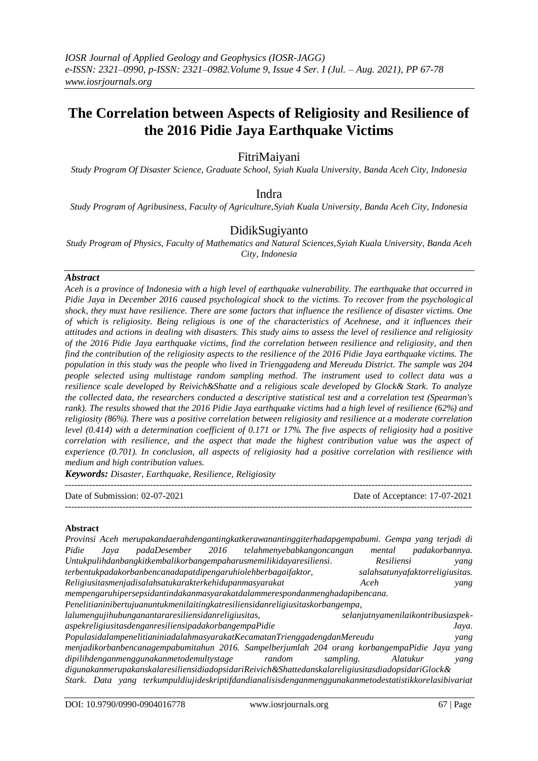# The Correlation between Aspects of Religiosity and Resilience of the 2016 Pidie Jaya Earthquake Victims

FitriMaiyani

*Study Program Of Disaster Science, Graduate School, Syiah Kuala University, Banda Aceh City, Indonesia*

Indra

*Study Program of Agribusiness, Faculty of Agriculture,Syiah Kuala University, Banda Aceh City, Indonesia*

DidikSugiyanto

*Study Program of Physics, Faculty of Mathematics and Natural Sciences,Syiah Kuala University, Banda Aceh City, Indonesia*

***Abstract***

*Aceh is a province of Indonesia with a high level of earthquake vulnerability. The earthquake that occurred in Pidie Jaya in December 2016 caused psychological shock to the victims. To recover from the psychological shock, they must have resilience. There are some factors that influence the resilience of disaster victims. One of which is religiosity. Being religious is one of the characteristics of Acehnese, and it influences their attitudes and actions in dealing with disasters. This study aims to assess the level of resilience and religiosity of the 2016 Pidie Jaya earthquake victims, find the correlation between resilience and religiosity, and then find the contribution of the religiosity aspects to the resilience of the 2016 Pidie Jaya earthquake victims. The population in this study was the people who lived in Trienggadeng and Mereudu District. The sample was 204 people selected using multistage random sampling method. The instrument used to collect data was a resilience scale developed by Reivich&Shatte and a religious scale developed by Glock& Stark. To analyze the collected data, the researchers conducted a descriptive statistical test and a correlation test (Spearman's rank). The results showed that the 2016 Pidie Jaya earthquake victims had a high level of resilience (62%) and religiosity (86%). There was a positive correlation between religiosity and resilience at a moderate correlation level (0.414) with a determination coefficient of 0.171 or 17%. The five aspects of religiosity had a positive correlation with resilience, and the aspect that made the highest contribution value was the aspect of experience (0.701). In conclusion, all aspects of religiosity had a positive correlation with resilience with medium and high contribution values.*

***Keywords:*** *Disaster, Earthquake, Resilience, Religiosity*

---

Date of Submission: 02-07-2021 Date of Acceptance: 17-07-2021

---

**Abstract**

*Provinsi Aceh merupakandaerahdengantingkatkerawanantinggiterhadapgempabumi. Gempa yang terjadi di Pidie Jaya padaDesember 2016 telahmenyebabkangoncangan mental padakorbannya. Untukpulihdanbangkitkembalikorbangempaharusmemilikidayaresiliensi. Resiliensi yang terbentukpadakorbanbencanadapatdipengaruhiolehberbagaifaktor, salahsatunyafaktorreligiusitas. Religiusitasmenjadisalahsatukarakterkehidupanmasyarakat Aceh yang mempengaruhipersepsidantindakanmasyarakatdalammerespondanmenghadapibencana. Penelitianinibertujuanuntukmenilaitingkatresiliensidanreligiusitaskorbangempa, lalumengujihubunganantararesiliensidanreligiusitas, selanjutnyamenilaikontribusiaspek-aspekreligiusitasdenganresiliensipadakorbangempaPidie Jaya. PopulasidalampenelitianiniadalahmasyarakatKecamatanTrienggadengdanMereudu yang menjadikorbanbencanagempabumitahun 2016. Sampelberjumlah 204 orang korbangempaPidie Jaya yang dipilihdenganmenggunakanmetodemultystage random sampling. Alatukur yang digunakanmerupakanskalaresiliensidiadopsidariReivich&ShattedanskalareligiusitasdiadopsidariGlock& Stark. Data yang terkumpuldiujideskriptifdandianalisisdenganmenggunakanmetodestatistikkorelasibivariat*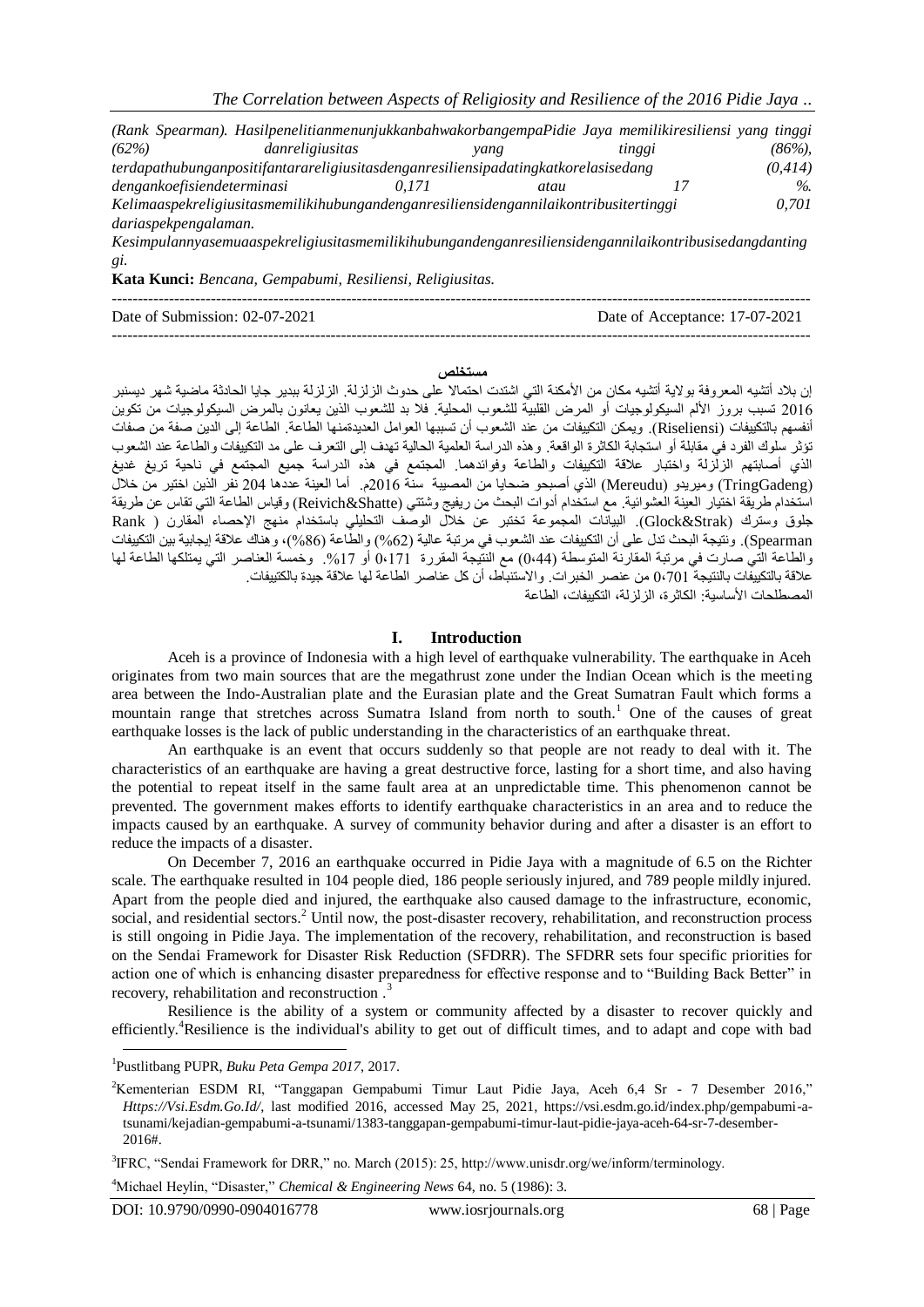*(Rank Spearman). HasilpenelitianmenunjukkanbahwakorbangempaPidie Jaya memilikiresiliensi yang tinggi (62%) danreligiusitas yang tinggi (86%), terdapathubunganpositifantarareligiusitasdenganresiliensipadatingkatkorelasisedang (0,414) dengankoefisiendeterminasi 0,171 atau 17 %. Kelimaaspekreligiusitasmemilikihubungandenganresiliensidengannilaikontribusitertinggi 0,701 dariaspekpengalaman. Kesimpulannyasemuaaspekreligiusitasmemilikihubungandenganresiliensidengannilaikontribusisedangdanting gi.*

**Kata Kunci:** *Bencana, Gempabumi, Resiliensi, Religiusitas.*

---

Date of Submission: 02-07-2021 | Date of Acceptance: 17-07-2021

---

**مستخلص**

إن بلاد أتشيه المعروفة بولاية أتشيه مكان من الأمكنة التي اشتدت احتمالا على حدوث الزلزلة. الزلزلة ببدير جايا الحادثة ماضية شهر ديسنبر 2016 تسبب بروز الألم السيكولوجيات أو المرض القلبية للشعوب المحلية. فلا بد للشعوب الذين يعانون بالمرض السيكولوجيات من تكوين أنفسهم بالتكيفات (Riseliensi). ويمكن التكيفات من عند الشعوب أن تسببها العوامل الحالية العديدةمنها الطاعة. الطاعة إلى الدين صفة من صفات تؤثر سلوك الفرد في مقابلة أو استجابة الكاثرة الواقعة. وهذه الدراسة العلمية الحالية تهدف إلى التعرف على مد التكيفات والطاعة عند الشعوب الذي أصابتهم الزلزلة واختبار علاقة التكيفات والطاعة وفوائدهما. المجتمع في هذه الدراسة جميع المجتمع في ناحية تريغ غديغ (TringGadeng) وميريدو (Mereudu) الذي أصبحو ضحايا من المصيبة سنة 2016م. أما العينة عددها 204 نفر الذين اختير من خلال استخدام طريقة اختيار العينة العشوائية. مع استخدام أدوات البحث من ريفيج وشتتي (Reivich&Shatte) وقياس الطاعة التي تقاس عن طريقة جلوق وسترك (Glock&Strak). البيانات المجموعة تختبر عن خلال الوصف التحليلي باستخدام منهج الإحصاء المقارن ( Rank Spearman). ونتيجة البحث تدل على أن التكيفات عند الشعوب في مرتبة عالية (62%) والطاعة (86%)، وهناك علاقة إيجابية بين التكيفات والطاعة التي صارت في مرتبة المقارنة المتوسطة (0،44) مع النتيجة المقررة 0،171 أو 17%. وخمسة العناصر التي يمتلكها الطاعة لها علاقة بالتكيفات بالنتيجة 0،701 من عنصر الخبرات. والاستنباط، أن كل عناصر الطاعة لها علاقة جيدة بالتكيفات.

المصطلحات الأساسية: الكاثرة، الزلزلة، التكيفات، الطاعة

## I. Introduction

Aceh is a province of Indonesia with a high level of earthquake vulnerability. The earthquake in Aceh originates from two main sources that are the megathrust zone under the Indian Ocean which is the meeting area between the Indo-Australian plate and the Eurasian plate and the Great Sumatran Fault which forms a mountain range that stretches across Sumatra Island from north to south.[1] One of the causes of great earthquake losses is the lack of public understanding in the characteristics of an earthquake threat.

An earthquake is an event that occurs suddenly so that people are not ready to deal with it. The characteristics of an earthquake are having a great destructive force, lasting for a short time, and also having the potential to repeat itself in the same fault area at an unpredictable time. This phenomenon cannot be prevented. The government makes efforts to identify earthquake characteristics in an area and to reduce the impacts caused by an earthquake. A survey of community behavior during and after a disaster is an effort to reduce the impacts of a disaster.

On December 7, 2016 an earthquake occurred in Pidie Jaya with a magnitude of 6.5 on the Richter scale. The earthquake resulted in 104 people died, 186 people seriously injured, and 789 people mildly injured. Apart from the people died and injured, the earthquake also caused damage to the infrastructure, economic, social, and residential sectors.[2] Until now, the post-disaster recovery, rehabilitation, and reconstruction process is still ongoing in Pidie Jaya. The implementation of the recovery, rehabilitation, and reconstruction is based on the Sendai Framework for Disaster Risk Reduction (SFDRR). The SFDRR sets four specific priorities for action one of which is enhancing disaster preparedness for effective response and to "Building Back Better" in recovery, rehabilitation and reconstruction .[3]

Resilience is the ability of a system or community affected by a disaster to recover quickly and efficiently.[4]Resilience is the individual's ability to get out of difficult times, and to adapt and cope with bad

---

[1]Pustlitbang PUPR, *Buku Peta Gempa 2017*, 2017.

[2]Kementerian ESDM RI, "Tanggapan Gempabumi Timur Laut Pidie Jaya, Aceh 6,4 Sr - 7 Desember 2016," *Https://Vsi.Esdm.Go.Id/*, last modified 2016, accessed May 25, 2021, https://vsi.esdm.go.id/index.php/gempabumi-a-tsunami/kejadian-gempabumi-a-tsunami/1383-tanggapan-gempabumi-timur-laut-pidie-jaya-aceh-64-sr-7-desember-2016#.

[3]IFRC, "Sendai Framework for DRR," no. March (2015): 25, http://www.unisdr.org/we/inform/terminology.

[4]Michael Heylin, "Disaster," *Chemical & Engineering News* 64, no. 5 (1986): 3.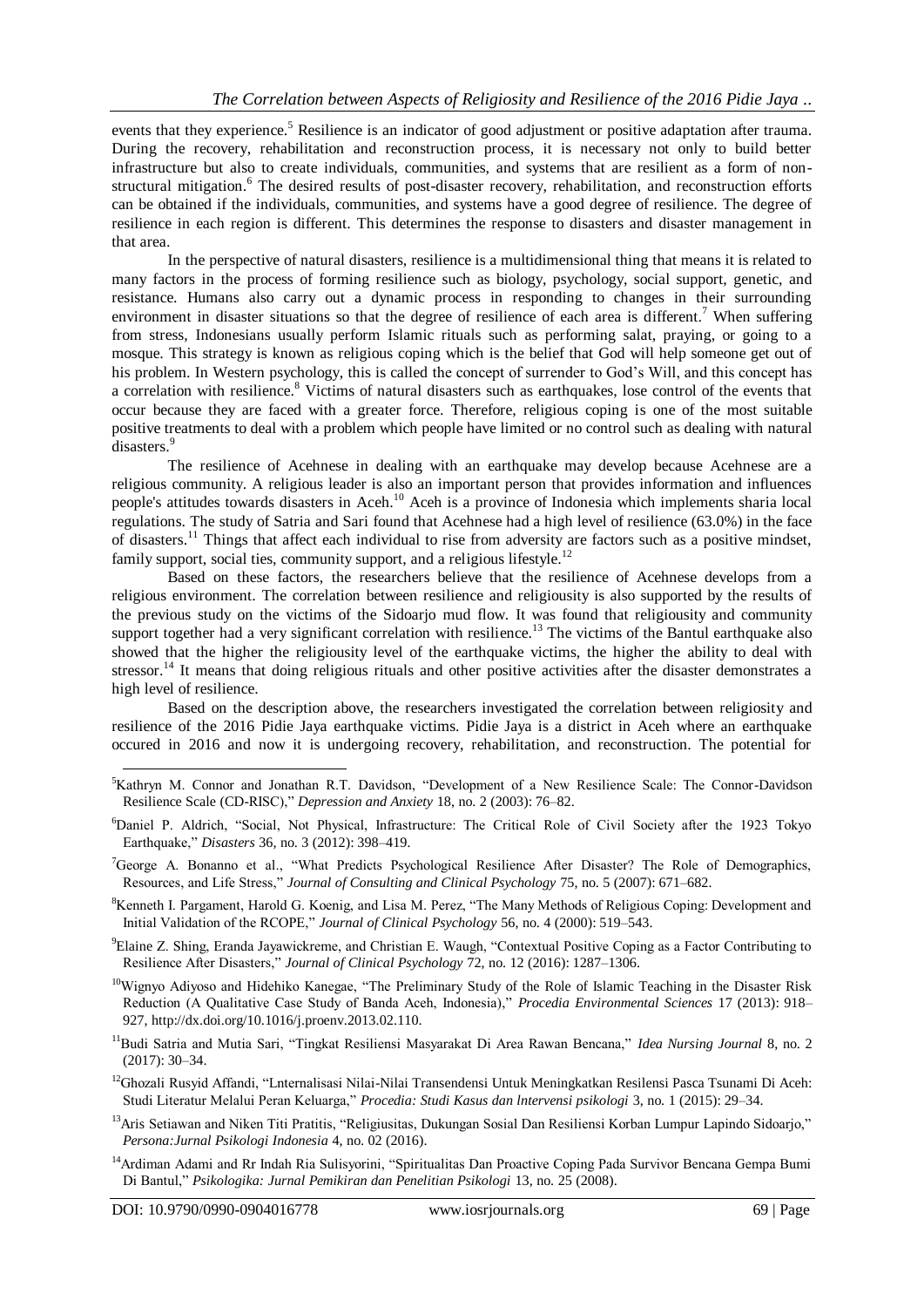events that they experience.[5] Resilience is an indicator of good adjustment or positive adaptation after trauma. During the recovery, rehabilitation and reconstruction process, it is necessary not only to build better infrastructure but also to create individuals, communities, and systems that are resilient as a form of non-structural mitigation.[6] The desired results of post-disaster recovery, rehabilitation, and reconstruction efforts can be obtained if the individuals, communities, and systems have a good degree of resilience. The degree of resilience in each region is different. This determines the response to disasters and disaster management in that area.

In the perspective of natural disasters, resilience is a multidimensional thing that means it is related to many factors in the process of forming resilience such as biology, psychology, social support, genetic, and resistance. Humans also carry out a dynamic process in responding to changes in their surrounding environment in disaster situations so that the degree of resilience of each area is different.[7] When suffering from stress, Indonesians usually perform Islamic rituals such as performing salat, praying, or going to a mosque. This strategy is known as religious coping which is the belief that God will help someone get out of his problem. In Western psychology, this is called the concept of surrender to God's Will, and this concept has a correlation with resilience.[8] Victims of natural disasters such as earthquakes, lose control of the events that occur because they are faced with a greater force. Therefore, religious coping is one of the most suitable positive treatments to deal with a problem which people have limited or no control such as dealing with natural disasters.[9]

The resilience of Acehnese in dealing with an earthquake may develop because Acehnese are a religious community. A religious leader is also an important person that provides information and influences people's attitudes towards disasters in Aceh.[10] Aceh is a province of Indonesia which implements sharia local regulations. The study of Satria and Sari found that Acehnese had a high level of resilience (63.0%) in the face of disasters.[11] Things that affect each individual to rise from adversity are factors such as a positive mindset, family support, social ties, community support, and a religious lifestyle.[12]

Based on these factors, the researchers believe that the resilience of Acehnese develops from a religious environment. The correlation between resilience and religiousity is also supported by the results of the previous study on the victims of the Sidoarjo mud flow. It was found that religiousity and community support together had a very significant correlation with resilience.[13] The victims of the Bantul earthquake also showed that the higher the religiousity level of the earthquake victims, the higher the ability to deal with stressor.[14] It means that doing religious rituals and other positive activities after the disaster demonstrates a high level of resilience.

Based on the description above, the researchers investigated the correlation between religiosity and resilience of the 2016 Pidie Jaya earthquake victims. Pidie Jaya is a district in Aceh where an earthquake occured in 2016 and now it is undergoing recovery, rehabilitation, and reconstruction. The potential for

---

[5] Kathryn M. Connor and Jonathan R.T. Davidson, "Development of a New Resilience Scale: The Connor-Davidson Resilience Scale (CD-RISC)," *Depression and Anxiety* 18, no. 2 (2003): 76–82.

[6] Daniel P. Aldrich, "Social, Not Physical, Infrastructure: The Critical Role of Civil Society after the 1923 Tokyo Earthquake," *Disasters* 36, no. 3 (2012): 398–419.

[7] George A. Bonanno et al., "What Predicts Psychological Resilience After Disaster? The Role of Demographics, Resources, and Life Stress," *Journal of Consulting and Clinical Psychology* 75, no. 5 (2007): 671–682.

[8] Kenneth I. Pargament, Harold G. Koenig, and Lisa M. Perez, "The Many Methods of Religious Coping: Development and Initial Validation of the RCOPE," *Journal of Clinical Psychology* 56, no. 4 (2000): 519–543.

[9] Elaine Z. Shing, Eranda Jayawickreme, and Christian E. Waugh, "Contextual Positive Coping as a Factor Contributing to Resilience After Disasters," *Journal of Clinical Psychology* 72, no. 12 (2016): 1287–1306.

[10] Wignyo Adiyoso and Hidehiko Kanegae, "The Preliminary Study of the Role of Islamic Teaching in the Disaster Risk Reduction (A Qualitative Case Study of Banda Aceh, Indonesia)," *Procedia Environmental Sciences* 17 (2013): 918–927, http://dx.doi.org/10.1016/j.proenv.2013.02.110.

[11] Budi Satria and Mutia Sari, "Tingkat Resiliensi Masyarakat Di Area Rawan Bencana," *Idea Nursing Journal* 8, no. 2 (2017): 30–34.

[12] Ghozali Rusyid Affandi, "Lnternalisasi Nilai-Nilai Transendensi Untuk Meningkatkan Resilensi Pasca Tsunami Di Aceh: Studi Literatur Melalui Peran Keluarga," *Procedia: Studi Kasus dan lntervensi psikologi* 3, no. 1 (2015): 29–34.

[13] Aris Setiawan and Niken Titi Pratitis, "Religiusitas, Dukungan Sosial Dan Resiliensi Korban Lumpur Lapindo Sidoarjo," *Persona:Jurnal Psikologi Indonesia* 4, no. 02 (2016).

[14] Ardiman Adami and Rr Indah Ria Sulisyorini, "Spiritualitas Dan Proactive Coping Pada Survivor Bencana Gempa Bumi Di Bantul," *Psikologika: Jurnal Pemikiran dan Penelitian Psikologi* 13, no. 25 (2008).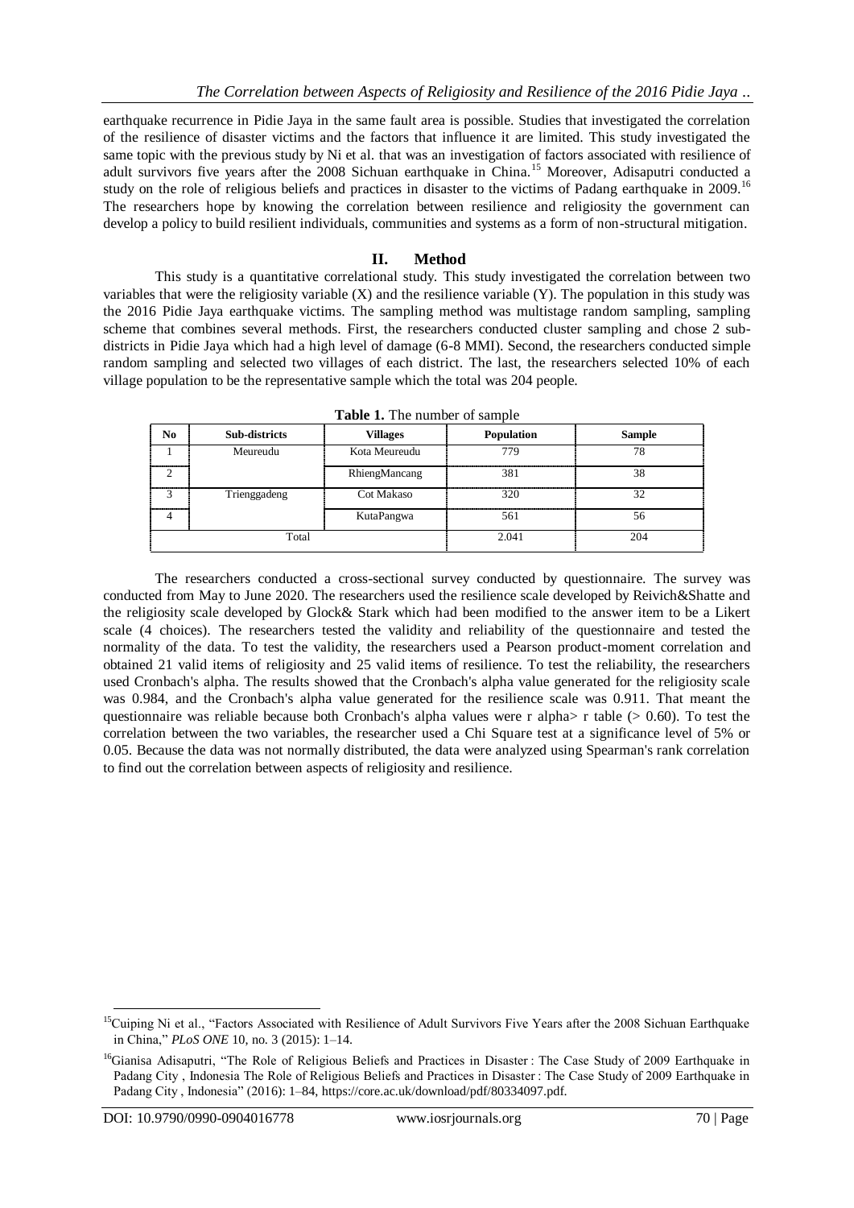earthquake recurrence in Pidie Jaya in the same fault area is possible. Studies that investigated the correlation of the resilience of disaster victims and the factors that influence it are limited. This study investigated the same topic with the previous study by Ni et al. that was an investigation of factors associated with resilience of adult survivors five years after the 2008 Sichuan earthquake in China.[15] Moreover, Adisaputri conducted a study on the role of religious beliefs and practices in disaster to the victims of Padang earthquake in 2009.[16] The researchers hope by knowing the correlation between resilience and religiosity the government can develop a policy to build resilient individuals, communities and systems as a form of non-structural mitigation.

## II. Method

This study is a quantitative correlational study. This study investigated the correlation between two variables that were the religiosity variable (X) and the resilience variable (Y). The population in this study was the 2016 Pidie Jaya earthquake victims. The sampling method was multistage random sampling, sampling scheme that combines several methods. First, the researchers conducted cluster sampling and chose 2 sub-districts in Pidie Jaya which had a high level of damage (6-8 MMI). Second, the researchers conducted simple random sampling and selected two villages of each district. The last, the researchers selected 10% of each village population to be the representative sample which the total was 204 people.

**Table 1.** The number of sample

| No | Sub-districts | Villages | Population | Sample |
|---|---|---|---|---|
| 1 | Meureudu | Kota Meureudu | 779 | 78 |
| 2 | | RhiengMancang | 381 | 38 |
| 3 | Trienggadeng | Cot Makaso | 320 | 32 |
| 4 | | KutaPangwa | 561 | 56 |
| Total | | | 2.041 | 204 |

The researchers conducted a cross-sectional survey conducted by questionnaire. The survey was conducted from May to June 2020. The researchers used the resilience scale developed by Reivich&Shatte and the religiosity scale developed by Glock& Stark which had been modified to the answer item to be a Likert scale (4 choices). The researchers tested the validity and reliability of the questionnaire and tested the normality of the data. To test the validity, the researchers used a Pearson product-moment correlation and obtained 21 valid items of religiosity and 25 valid items of resilience. To test the reliability, the researchers used Cronbach's alpha. The results showed that the Cronbach's alpha value generated for the religiosity scale was 0.984, and the Cronbach's alpha value generated for the resilience scale was 0.911. That meant the questionnaire was reliable because both Cronbach's alpha values were r alpha> r table (> 0.60). To test the correlation between the two variables, the researcher used a Chi Square test at a significance level of 5% or 0.05. Because the data was not normally distributed, the data were analyzed using Spearman's rank correlation to find out the correlation between aspects of religiosity and resilience.

---

[15] Cuiping Ni et al., "Factors Associated with Resilience of Adult Survivors Five Years after the 2008 Sichuan Earthquake in China," *PLoS ONE* 10, no. 3 (2015): 1–14.

[16] Gianisa Adisaputri, "The Role of Religious Beliefs and Practices in Disaster : The Case Study of 2009 Earthquake in Padang City , Indonesia The Role of Religious Beliefs and Practices in Disaster : The Case Study of 2009 Earthquake in Padang City , Indonesia" (2016): 1–84, https://core.ac.uk/download/pdf/80334097.pdf.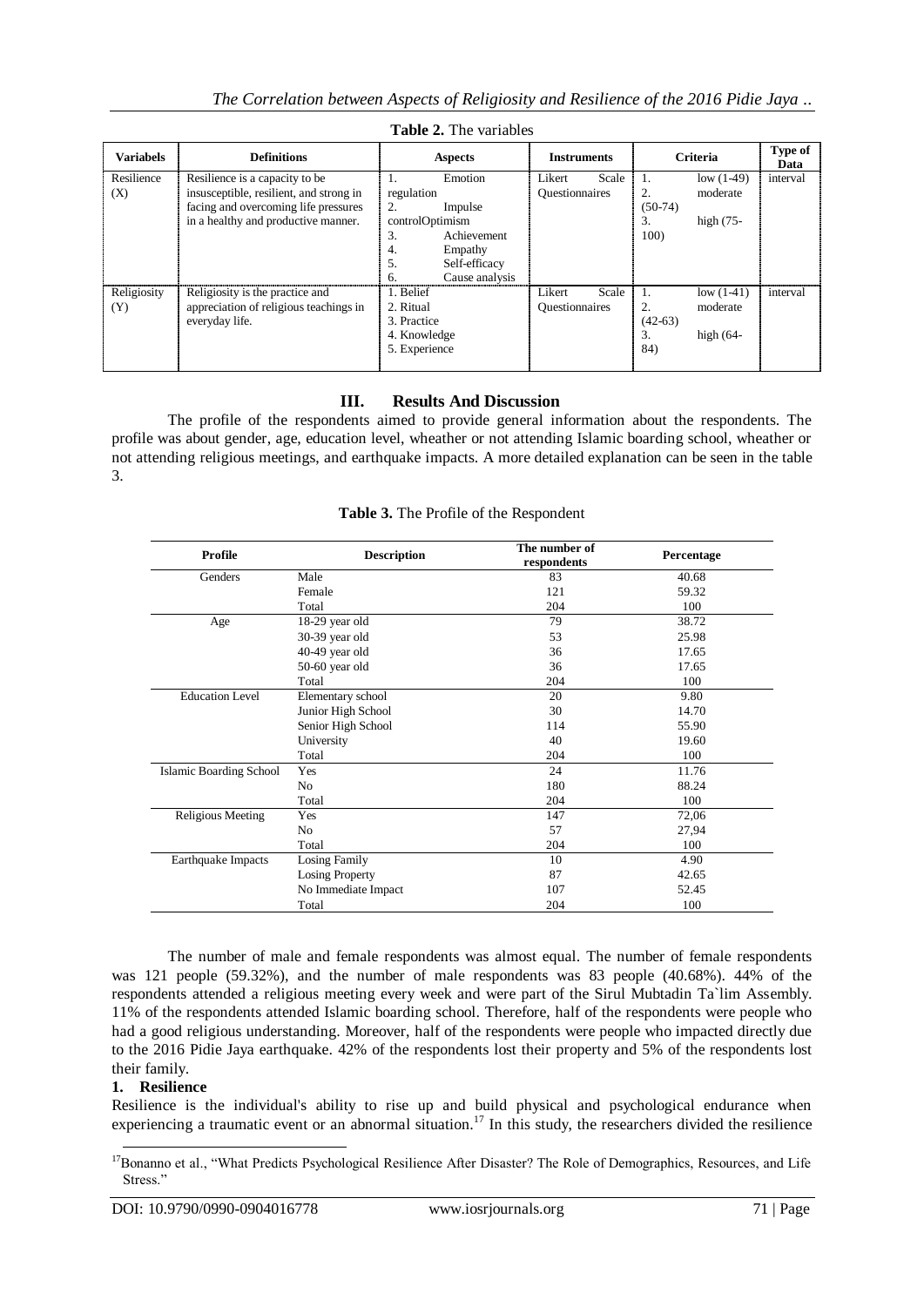**Table 2.** The variables

| Variabels | Definitions | Aspects | Instruments | Criteria | Type of Data |
|---|---|---|---|---|---|
| Resilience (X) | Resilience is a capacity to be insusceptible, resilient, and strong in facing and overcoming life pressures in a healthy and productive manner. | 1. Emotion regulation<br>2. Impulse controlOptimism<br>3. Achievement<br>4. Empathy<br>5. Self-efficacy<br>6. Cause analysis | Likert Scale Questionnaires | 1. low (1-49)<br>2. moderate (50-74)<br>3. high (75-100) | interval |
| Religiosity (Y) | Religiosity is the practice and appreciation of religious teachings in everyday life. | 1. Belief<br>2. Ritual<br>3. Practice<br>4. Knowledge<br>5. Experience | Likert Scale Questionnaires | 1. low (1-41)<br>2. moderate (42-63)<br>3. high (64-84) | interval |

## III. Results And Discussion

The profile of the respondents aimed to provide general information about the respondents. The profile was about gender, age, education level, wheather or not attending Islamic boarding school, wheather or not attending religious meetings, and earthquake impacts. A more detailed explanation can be seen in the table 3.

**Table 3.** The Profile of the Respondent

| Profile | Description | The number of respondents | Percentage |
|---|---|---|---|
| Genders | Male | 83 | 40.68 |
| | Female | 121 | 59.32 |
| | Total | 204 | 100 |
| Age | 18-29 year old | 79 | 38.72 |
| | 30-39 year old | 53 | 25.98 |
| | 40-49 year old | 36 | 17.65 |
| | 50-60 year old | 36 | 17.65 |
| | Total | 204 | 100 |
| Education Level | Elementary school | 20 | 9.80 |
| | Junior High School | 30 | 14.70 |
| | Senior High School | 114 | 55.90 |
| | University | 40 | 19.60 |
| | Total | 204 | 100 |
| Islamic Boarding School | Yes | 24 | 11.76 |
| | No | 180 | 88.24 |
| | Total | 204 | 100 |
| Religious Meeting | Yes | 147 | 72,06 |
| | No | 57 | 27,94 |
| | Total | 204 | 100 |
| Earthquake Impacts | Losing Family | 10 | 4.90 |
| | Losing Property | 87 | 42.65 |
| | No Immediate Impact | 107 | 52.45 |
| | Total | 204 | 100 |

The number of male and female respondents was almost equal. The number of female respondents was 121 people (59.32%), and the number of male respondents was 83 people (40.68%). 44% of the respondents attended a religious meeting every week and were part of the Sirul Mubtadin Ta`lim Assembly. 11% of the respondents attended Islamic boarding school. Therefore, half of the respondents were people who had a good religious understanding. Moreover, half of the respondents were people who impacted directly due to the 2016 Pidie Jaya earthquake. 42% of the respondents lost their property and 5% of the respondents lost their family.

### 1. Resilience

Resilience is the individual's ability to rise up and build physical and psychological endurance when experiencing a traumatic event or an abnormal situation.[17] In this study, the researchers divided the resilience

[17] Bonanno et al., "What Predicts Psychological Resilience After Disaster? The Role of Demographics, Resources, and Life Stress."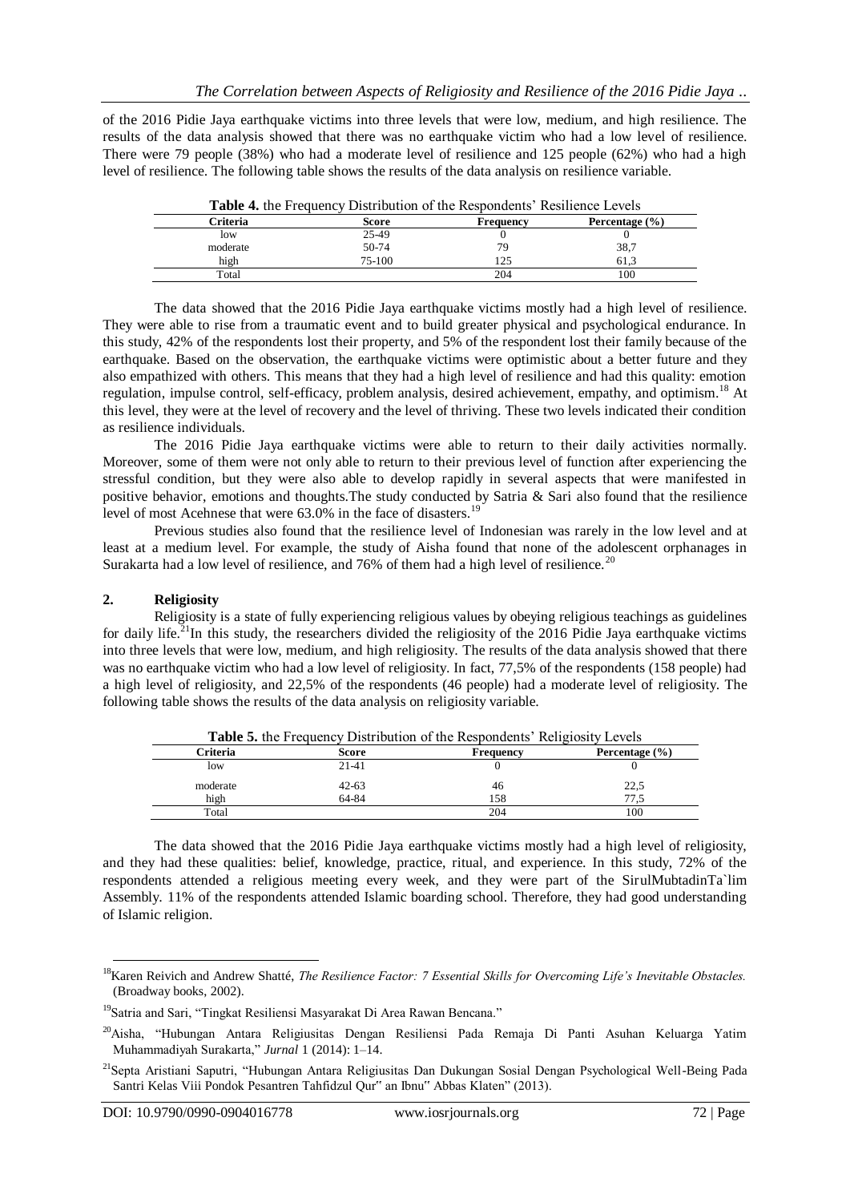of the 2016 Pidie Jaya earthquake victims into three levels that were low, medium, and high resilience. The results of the data analysis showed that there was no earthquake victim who had a low level of resilience. There were 79 people (38%) who had a moderate level of resilience and 125 people (62%) who had a high level of resilience. The following table shows the results of the data analysis on resilience variable.

**Table 4.** the Frequency Distribution of the Respondents' Resilience Levels

| Criteria | Score | Frequency | Percentage (%) |
|---|---|---|---|
| low | 25-49 | 0 | 0 |
| moderate | 50-74 | 79 | 38,7 |
| high | 75-100 | 125 | 61,3 |
| Total | | 204 | 100 |

The data showed that the 2016 Pidie Jaya earthquake victims mostly had a high level of resilience. They were able to rise from a traumatic event and to build greater physical and psychological endurance. In this study, 42% of the respondents lost their property, and 5% of the respondent lost their family because of the earthquake. Based on the observation, the earthquake victims were optimistic about a better future and they also empathized with others. This means that they had a high level of resilience and had this quality: emotion regulation, impulse control, self-efficacy, problem analysis, desired achievement, empathy, and optimism.[18] At this level, they were at the level of recovery and the level of thriving. These two levels indicated their condition as resilience individuals.

The 2016 Pidie Jaya earthquake victims were able to return to their daily activities normally. Moreover, some of them were not only able to return to their previous level of function after experiencing the stressful condition, but they were also able to develop rapidly in several aspects that were manifested in positive behavior, emotions and thoughts.The study conducted by Satria & Sari also found that the resilience level of most Acehnese that were 63.0% in the face of disasters.[19]

Previous studies also found that the resilience level of Indonesian was rarely in the low level and at least at a medium level. For example, the study of Aisha found that none of the adolescent orphanages in Surakarta had a low level of resilience, and 76% of them had a high level of resilience.[20]

## 2. Religiosity

Religiosity is a state of fully experiencing religious values by obeying religious teachings as guidelines for daily life.[21]In this study, the researchers divided the religiosity of the 2016 Pidie Jaya earthquake victims into three levels that were low, medium, and high religiosity. The results of the data analysis showed that there was no earthquake victim who had a low level of religiosity. In fact, 77,5% of the respondents (158 people) had a high level of religiosity, and 22,5% of the respondents (46 people) had a moderate level of religiosity. The following table shows the results of the data analysis on religiosity variable.

**Table 5.** the Frequency Distribution of the Respondents' Religiosity Levels

| Criteria | Score | Frequency | Percentage (%) |
|---|---|---|---|
| low | 21-41 | 0 | 0 |
| moderate | 42-63 | 46 | 22,5 |
| high | 64-84 | 158 | 77,5 |
| Total | | 204 | 100 |

The data showed that the 2016 Pidie Jaya earthquake victims mostly had a high level of religiosity, and they had these qualities: belief, knowledge, practice, ritual, and experience. In this study, 72% of the respondents attended a religious meeting every week, and they were part of the SirulMubtadinTa`lim Assembly. 11% of the respondents attended Islamic boarding school. Therefore, they had good understanding of Islamic religion.

---

[18] Karen Reivich and Andrew Shatté, *The Resilience Factor: 7 Essential Skills for Overcoming Life's Inevitable Obstacles.* (Broadway books, 2002).

[19] Satria and Sari, "Tingkat Resiliensi Masyarakat Di Area Rawan Bencana."

[20] Aisha, "Hubungan Antara Religiusitas Dengan Resiliensi Pada Remaja Di Panti Asuhan Keluarga Yatim Muhammadiyah Surakarta," *Jurnal* 1 (2014): 1–14.

[21] Septa Aristiani Saputri, "Hubungan Antara Religiusitas Dan Dukungan Sosial Dengan Psychological Well-Being Pada Santri Kelas Viii Pondok Pesantren Tahfidzul Qur" an Ibnu" Abbas Klaten" (2013).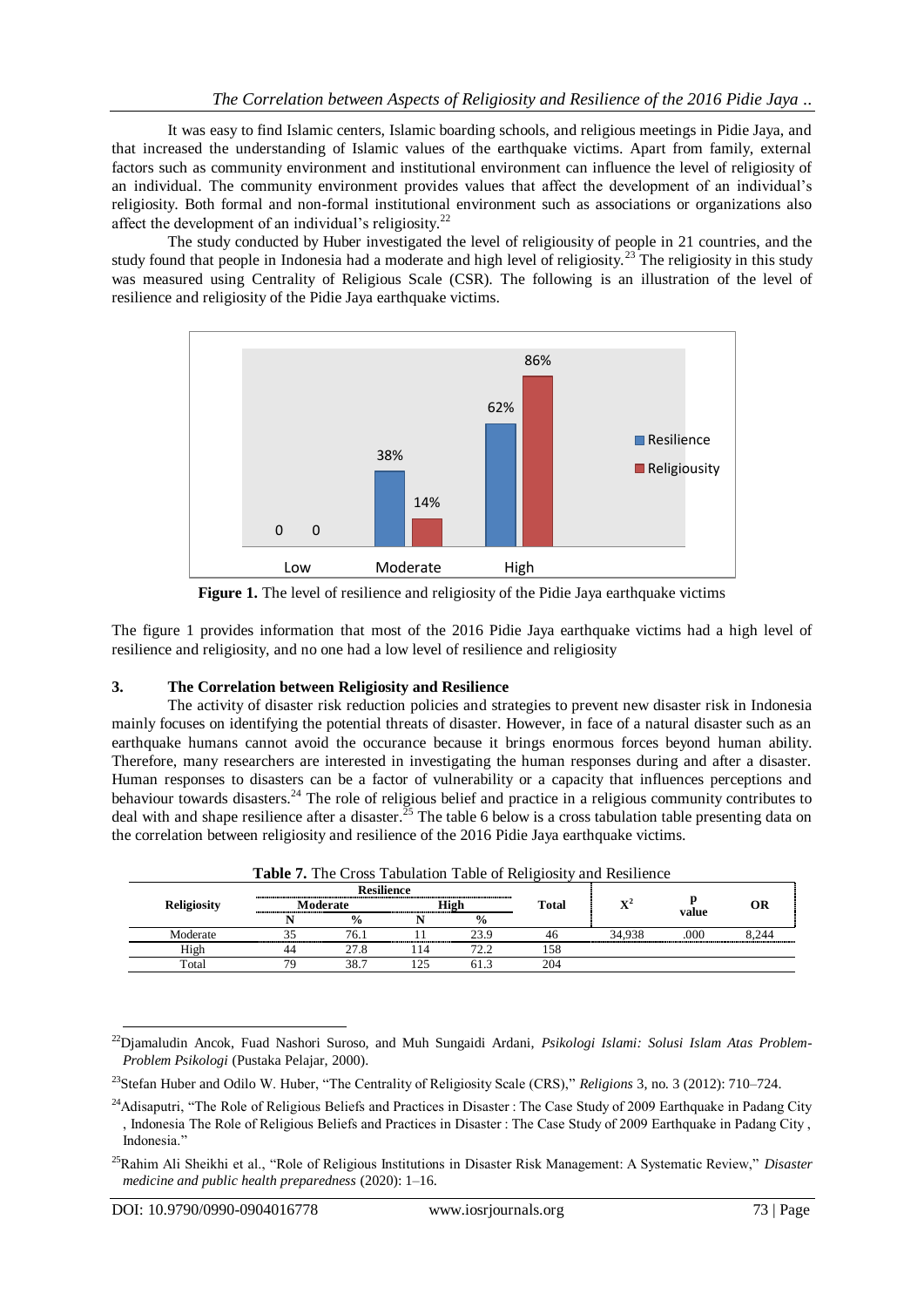It was easy to find Islamic centers, Islamic boarding schools, and religious meetings in Pidie Jaya, and that increased the understanding of Islamic values of the earthquake victims. Apart from family, external factors such as community environment and institutional environment can influence the level of religiosity of an individual. The community environment provides values that affect the development of an individual's religiosity. Both formal and non-formal institutional environment such as associations or organizations also affect the development of an individual's religiosity.[22]

The study conducted by Huber investigated the level of religiousity of people in 21 countries, and the study found that people in Indonesia had a moderate and high level of religiosity.[23] The religiosity in this study was measured using Centrality of Religious Scale (CSR). The following is an illustration of the level of resilience and religiosity of the Pidie Jaya earthquake victims.

| | Low | Moderate | High |
|---|---|---|---|
| Resilience | 0 | 38% | 62% |
| Religiousity | 0 | 14% | 86% |

**Figure 1.** The level of resilience and religiosity of the Pidie Jaya earthquake victims

The figure 1 provides information that most of the 2016 Pidie Jaya earthquake victims had a high level of resilience and religiosity, and no one had a low level of resilience and religiosity

## 3. The Correlation between Religiosity and Resilience

The activity of disaster risk reduction policies and strategies to prevent new disaster risk in Indonesia mainly focuses on identifying the potential threats of disaster. However, in face of a natural disaster such as an earthquake humans cannot avoid the occurance because it brings enormous forces beyond human ability. Therefore, many researchers are interested in investigating the human responses during and after a disaster. Human responses to disasters can be a factor of vulnerability or a capacity that influences perceptions and behaviour towards disasters.[24] The role of religious belief and practice in a religious community contributes to deal with and shape resilience after a disaster.[25] The table 6 below is a cross tabulation table presenting data on the correlation between religiosity and resilience of the 2016 Pidie Jaya earthquake victims.

**Table 7.** The Cross Tabulation Table of Religiosity and Resilience

| Religiosity | Resilience | | | | Total | $X^2$ | p value | OR |
|---|---|---|---|---|---|---|---|---|
| | Moderate | | High | | | | | |
| | N | % | N | % | | | | |
| Moderate | 35 | 76.1 | 11 | 23.9 | 46 | 34,938 | .000 | 8,244 |
| High | 44 | 27.8 | 114 | 72.2 | 158 | | | |
| Total | 79 | 38.7 | 125 | 61.3 | 204 | | | |

---

[22] Djamaludin Ancok, Fuad Nashori Suroso, and Muh Sungaidi Ardani, *Psikologi Islami: Solusi Islam Atas Problem-Problem Psikologi* (Pustaka Pelajar, 2000).

[23] Stefan Huber and Odilo W. Huber, "The Centrality of Religiosity Scale (CRS)," *Religions* 3, no. 3 (2012): 710–724.

[24] Adisaputri, "The Role of Religious Beliefs and Practices in Disaster : The Case Study of 2009 Earthquake in Padang City , Indonesia The Role of Religious Beliefs and Practices in Disaster : The Case Study of 2009 Earthquake in Padang City , Indonesia."

[25] Rahim Ali Sheikhi et al., "Role of Religious Institutions in Disaster Risk Management: A Systematic Review," *Disaster medicine and public health preparedness* (2020): 1–16.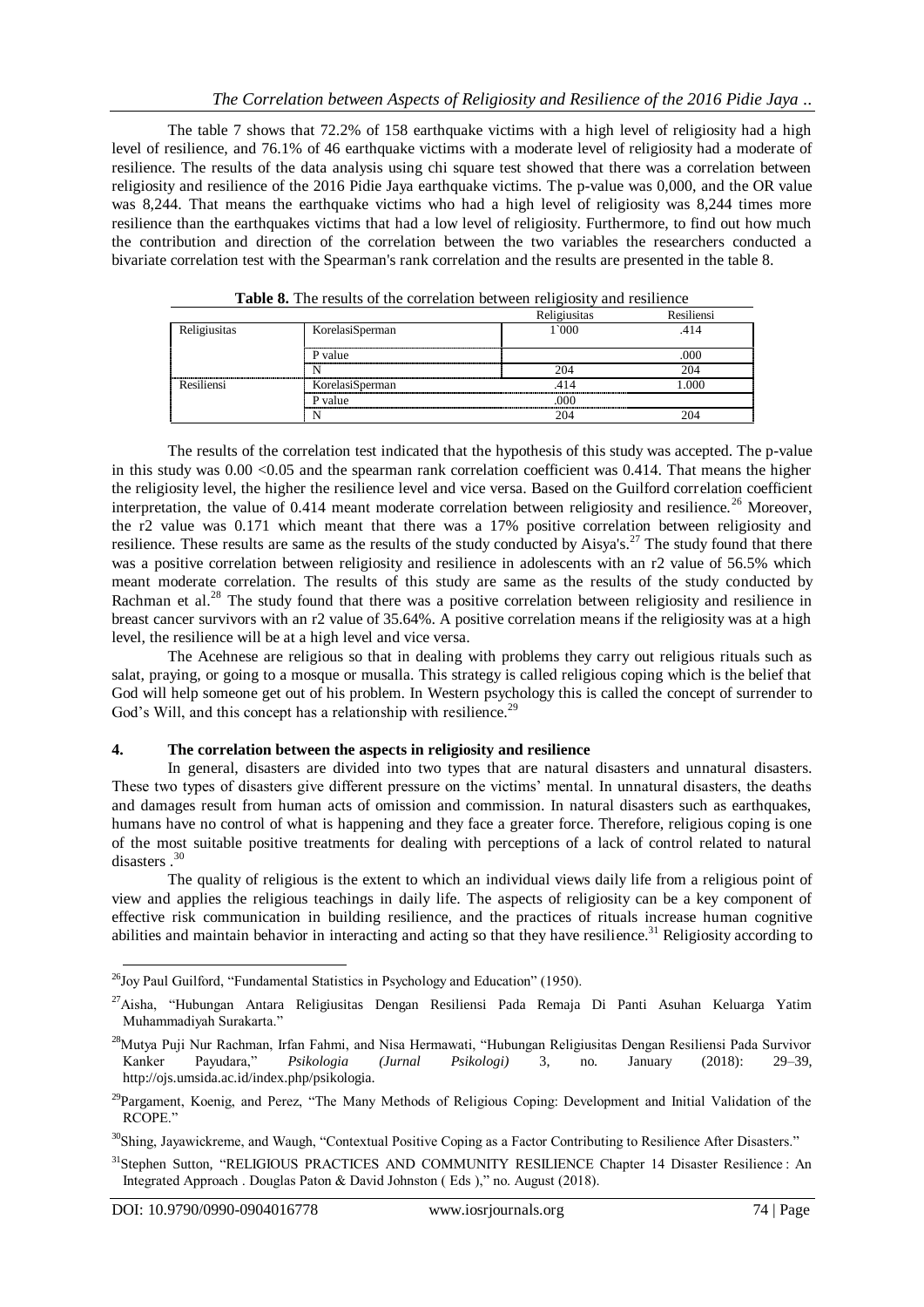The table 7 shows that 72.2% of 158 earthquake victims with a high level of religiosity had a high level of resilience, and 76.1% of 46 earthquake victims with a moderate level of religiosity had a moderate of resilience. The results of the data analysis using chi square test showed that there was a correlation between religiosity and resilience of the 2016 Pidie Jaya earthquake victims. The p-value was 0,000, and the OR value was 8,244. That means the earthquake victims who had a high level of religiosity was 8,244 times more resilience than the earthquakes victims that had a low level of religiosity. Furthermore, to find out how much the contribution and direction of the correlation between the two variables the researchers conducted a bivariate correlation test with the Spearman's rank correlation and the results are presented in the table 8.

**Table 8.** The results of the correlation between religiosity and resilience

| | | Religiusitas | Resiliensi |
|---|---|---|---|
| Religiusitas | KorelasiSperman | 1`000 | .414 |
| | P value | | .000 |
| | N | 204 | 204 |
| Resiliensi | KorelasiSperman | .414 | 1.000 |
| | P value | .000 | |
| | N | 204 | 204 |

The results of the correlation test indicated that the hypothesis of this study was accepted. The p-value in this study was 0.00 <0.05 and the spearman rank correlation coefficient was 0.414. That means the higher the religiosity level, the higher the resilience level and vice versa. Based on the Guilford correlation coefficient interpretation, the value of 0.414 meant moderate correlation between religiosity and resilience.[26] Moreover, the r2 value was 0.171 which meant that there was a 17% positive correlation between religiosity and resilience. These results are same as the results of the study conducted by Aisya's.[27] The study found that there was a positive correlation between religiosity and resilience in adolescents with an r2 value of 56.5% which meant moderate correlation. The results of this study are same as the results of the study conducted by Rachman et al.[28] The study found that there was a positive correlation between religiosity and resilience in breast cancer survivors with an r2 value of 35.64%. A positive correlation means if the religiosity was at a high level, the resilience will be at a high level and vice versa.

The Acehnese are religious so that in dealing with problems they carry out religious rituals such as salat, praying, or going to a mosque or musalla. This strategy is called religious coping which is the belief that God will help someone get out of his problem. In Western psychology this is called the concept of surrender to God's Will, and this concept has a relationship with resilience.[29]

## 4. The correlation between the aspects in religiosity and resilience

In general, disasters are divided into two types that are natural disasters and unnatural disasters. These two types of disasters give different pressure on the victims' mental. In unnatural disasters, the deaths and damages result from human acts of omission and commission. In natural disasters such as earthquakes, humans have no control of what is happening and they face a greater force. Therefore, religious coping is one of the most suitable positive treatments for dealing with perceptions of a lack of control related to natural disasters .[30]

The quality of religious is the extent to which an individual views daily life from a religious point of view and applies the religious teachings in daily life. The aspects of religiosity can be a key component of effective risk communication in building resilience, and the practices of rituals increase human cognitive abilities and maintain behavior in interacting and acting so that they have resilience.[31] Religiosity according to

---

[26] Joy Paul Guilford, "Fundamental Statistics in Psychology and Education" (1950).

[27] Aisha, "Hubungan Antara Religiusitas Dengan Resiliensi Pada Remaja Di Panti Asuhan Keluarga Yatim Muhammadiyah Surakarta."

[28] Mutya Puji Nur Rachman, Irfan Fahmi, and Nisa Hermawati, "Hubungan Religiusitas Dengan Resiliensi Pada Survivor Kanker Payudara," *Psikologia (Jurnal Psikologi)* 3, no. January (2018): 29–39, http://ojs.umsida.ac.id/index.php/psikologia.

[29] Pargament, Koenig, and Perez, "The Many Methods of Religious Coping: Development and Initial Validation of the RCOPE."

[30] Shing, Jayawickreme, and Waugh, "Contextual Positive Coping as a Factor Contributing to Resilience After Disasters."

[31] Stephen Sutton, "RELIGIOUS PRACTICES AND COMMUNITY RESILIENCE Chapter 14 Disaster Resilience : An Integrated Approach . Douglas Paton & David Johnston ( Eds )," no. August (2018).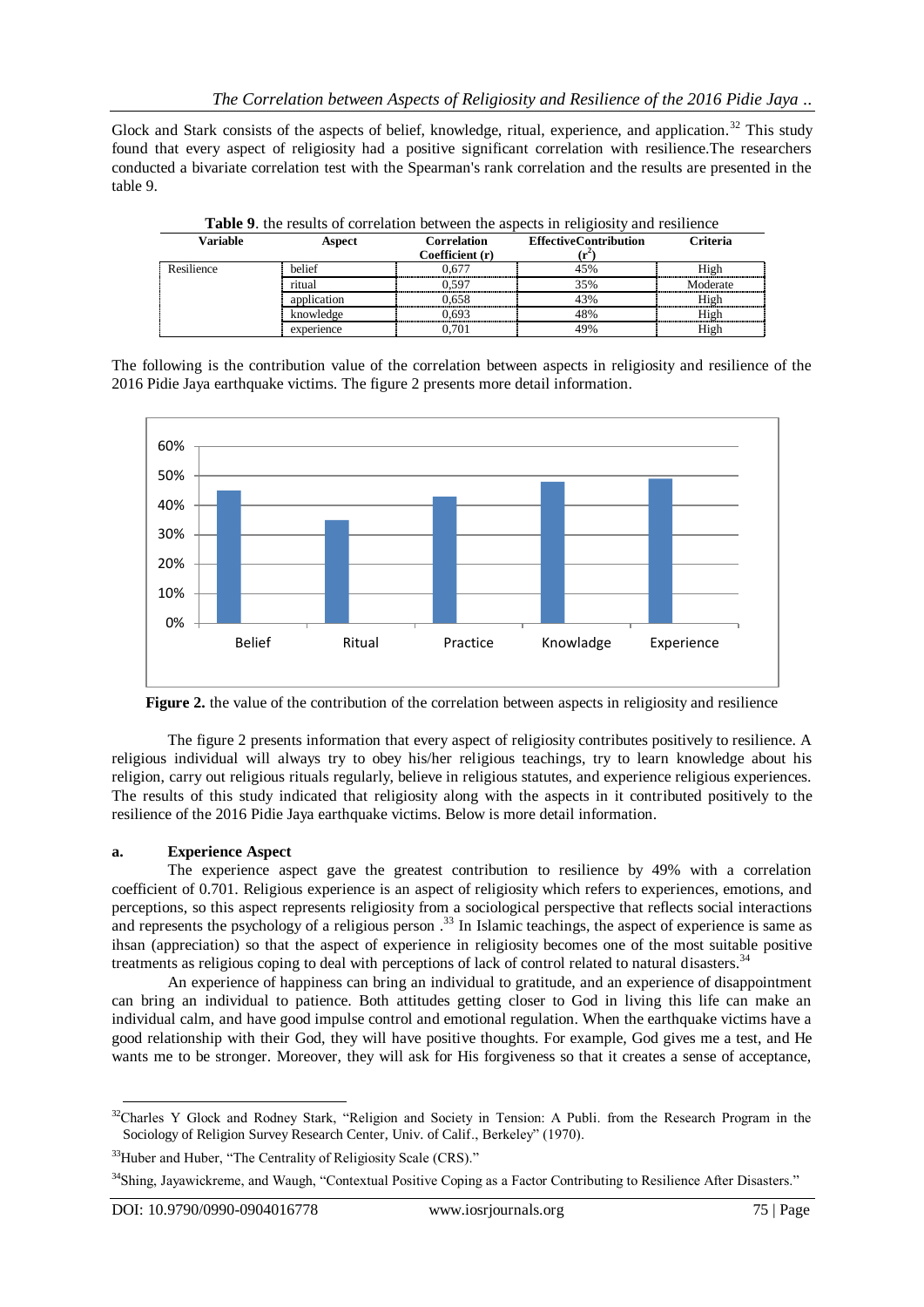Glock and Stark consists of the aspects of belief, knowledge, ritual, experience, and application.[32] This study found that every aspect of religiosity had a positive significant correlation with resilience.The researchers conducted a bivariate correlation test with the Spearman's rank correlation and the results are presented in the table 9.

**Table 9**. the results of correlation between the aspects in religiosity and resilience

| Variable | Aspect | Correlation Coefficient (r) | EffectiveContribution ($r^2$) | Criteria |
|---|---|---|---|---|
| Resilience | belief | 0,677 | 45% | High |
| | ritual | 0,597 | 35% | Moderate |
| | application | 0,658 | 43% | High |
| | knowledge | 0,693 | 48% | High |
| | experience | 0,701 | 49% | High |

The following is the contribution value of the correlation between aspects in religiosity and resilience of the 2016 Pidie Jaya earthquake victims. The figure 2 presents more detail information.

**Figure 2.** the value of the contribution of the correlation between aspects in religiosity and resilience

The figure 2 presents information that every aspect of religiosity contributes positively to resilience. A religious individual will always try to obey his/her religious teachings, try to learn knowledge about his religion, carry out religious rituals regularly, believe in religious statutes, and experience religious experiences. The results of this study indicated that religiosity along with the aspects in it contributed positively to the resilience of the 2016 Pidie Jaya earthquake victims. Below is more detail information.

**a. Experience Aspect**

The experience aspect gave the greatest contribution to resilience by 49% with a correlation coefficient of 0.701. Religious experience is an aspect of religiosity which refers to experiences, emotions, and perceptions, so this aspect represents religiosity from a sociological perspective that reflects social interactions and represents the psychology of a religious person .[33] In Islamic teachings, the aspect of experience is same as ihsan (appreciation) so that the aspect of experience in religiosity becomes one of the most suitable positive treatments as religious coping to deal with perceptions of lack of control related to natural disasters.[34]

An experience of happiness can bring an individual to gratitude, and an experience of disappointment can bring an individual to patience. Both attitudes getting closer to God in living this life can make an individual calm, and have good impulse control and emotional regulation. When the earthquake victims have a good relationship with their God, they will have positive thoughts. For example, God gives me a test, and He wants me to be stronger. Moreover, they will ask for His forgiveness so that it creates a sense of acceptance,

---

[32] Charles Y Glock and Rodney Stark, "Religion and Society in Tension: A Publi. from the Research Program in the Sociology of Religion Survey Research Center, Univ. of Calif., Berkeley" (1970).

[33] Huber and Huber, "The Centrality of Religiosity Scale (CRS)."

[34] Shing, Jayawickreme, and Waugh, "Contextual Positive Coping as a Factor Contributing to Resilience After Disasters."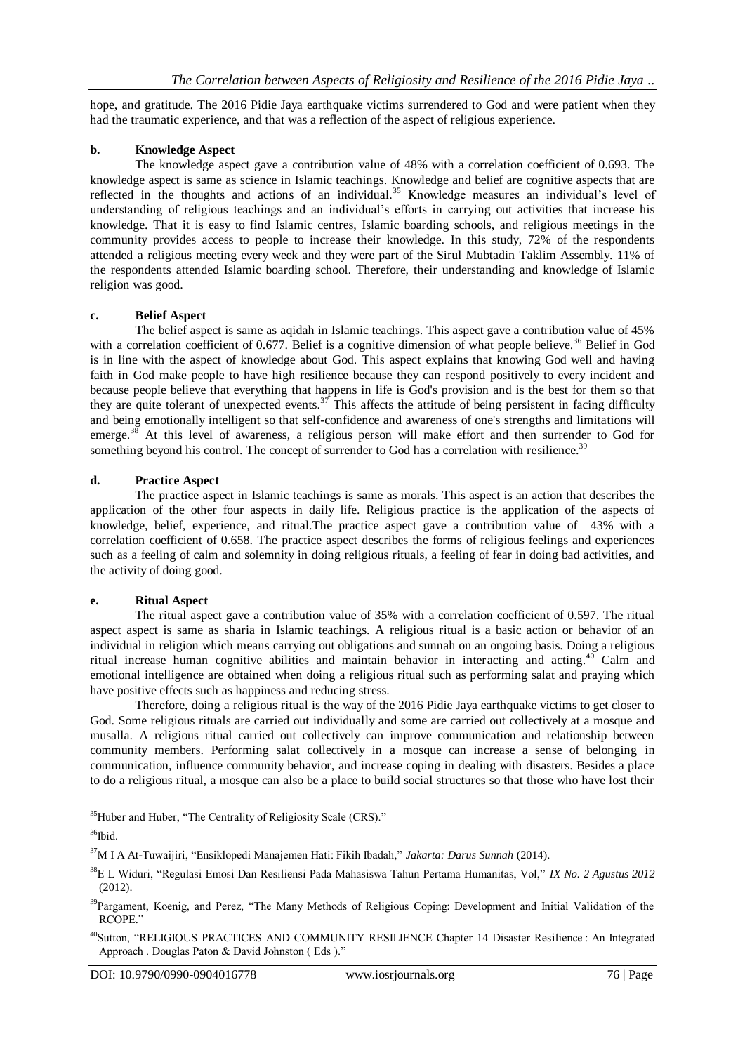hope, and gratitude. The 2016 Pidie Jaya earthquake victims surrendered to God and were patient when they had the traumatic experience, and that was a reflection of the aspect of religious experience.

#### b. Knowledge Aspect

The knowledge aspect gave a contribution value of 48% with a correlation coefficient of 0.693. The knowledge aspect is same as science in Islamic teachings. Knowledge and belief are cognitive aspects that are reflected in the thoughts and actions of an individual.[35] Knowledge measures an individual's level of understanding of religious teachings and an individual's efforts in carrying out activities that increase his knowledge. That it is easy to find Islamic centres, Islamic boarding schools, and religious meetings in the community provides access to people to increase their knowledge. In this study, 72% of the respondents attended a religious meeting every week and they were part of the Sirul Mubtadin Taklim Assembly. 11% of the respondents attended Islamic boarding school. Therefore, their understanding and knowledge of Islamic religion was good.

#### c. Belief Aspect

The belief aspect is same as aqidah in Islamic teachings. This aspect gave a contribution value of 45% with a correlation coefficient of 0.677. Belief is a cognitive dimension of what people believe.[36] Belief in God is in line with the aspect of knowledge about God. This aspect explains that knowing God well and having faith in God make people to have high resilience because they can respond positively to every incident and because people believe that everything that happens in life is God's provision and is the best for them so that they are quite tolerant of unexpected events.[37] This affects the attitude of being persistent in facing difficulty and being emotionally intelligent so that self-confidence and awareness of one's strengths and limitations will emerge.[38] At this level of awareness, a religious person will make effort and then surrender to God for something beyond his control. The concept of surrender to God has a correlation with resilience.[39]

#### d. Practice Aspect

The practice aspect in Islamic teachings is same as morals. This aspect is an action that describes the application of the other four aspects in daily life. Religious practice is the application of the aspects of knowledge, belief, experience, and ritual.The practice aspect gave a contribution value of 43% with a correlation coefficient of 0.658. The practice aspect describes the forms of religious feelings and experiences such as a feeling of calm and solemnity in doing religious rituals, a feeling of fear in doing bad activities, and the activity of doing good.

#### e. Ritual Aspect

The ritual aspect gave a contribution value of 35% with a correlation coefficient of 0.597. The ritual aspect aspect is same as sharia in Islamic teachings. A religious ritual is a basic action or behavior of an individual in religion which means carrying out obligations and sunnah on an ongoing basis. Doing a religious ritual increase human cognitive abilities and maintain behavior in interacting and acting.[40] Calm and emotional intelligence are obtained when doing a religious ritual such as performing salat and praying which have positive effects such as happiness and reducing stress.

Therefore, doing a religious ritual is the way of the 2016 Pidie Jaya earthquake victims to get closer to God. Some religious rituals are carried out individually and some are carried out collectively at a mosque and musalla. A religious ritual carried out collectively can improve communication and relationship between community members. Performing salat collectively in a mosque can increase a sense of belonging in communication, influence community behavior, and increase coping in dealing with disasters. Besides a place to do a religious ritual, a mosque can also be a place to build social structures so that those who have lost their

---

[35] Huber and Huber, "The Centrality of Religiosity Scale (CRS)."

[36] Ibid.

[37] M I A At-Tuwaijiri, "Ensiklopedi Manajemen Hati: Fikih Ibadah," *Jakarta: Darus Sunnah* (2014).

[38] E L Widuri, "Regulasi Emosi Dan Resiliensi Pada Mahasiswa Tahun Pertama Humanitas, Vol," *IX No. 2 Agustus 2012* (2012).

[39] Pargament, Koenig, and Perez, "The Many Methods of Religious Coping: Development and Initial Validation of the RCOPE."

[40] Sutton, "RELIGIOUS PRACTICES AND COMMUNITY RESILIENCE Chapter 14 Disaster Resilience : An Integrated Approach . Douglas Paton & David Johnston ( Eds )."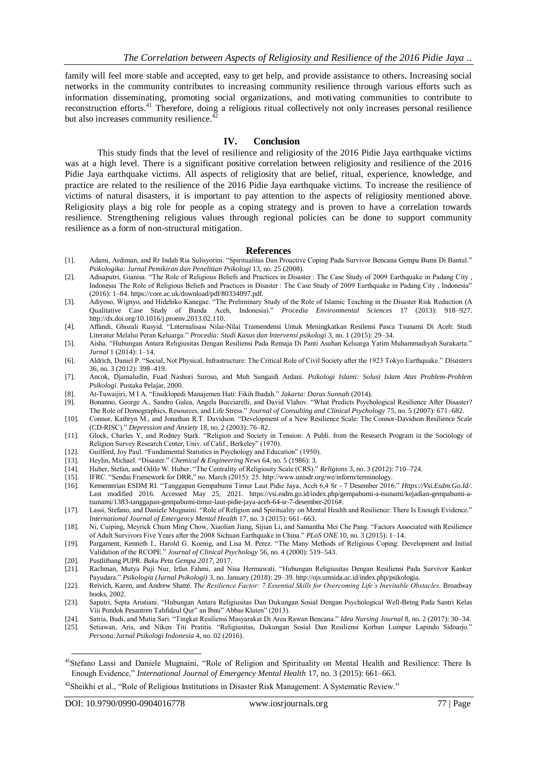family will feel more stable and accepted, easy to get help, and provide assistance to others. Increasing social networks in the community contributes to increasing community resilience through various efforts such as information disseminating, promoting social organizations, and motivating communities to contribute to reconstruction efforts.[41] Therefore, doing a religious ritual collectively not only increases personal resilience but also increases community resilience.[42]

## IV. Conclusion

This study finds that the level of resilience and religiosity of the 2016 Pidie Jaya earthquake victims was at a high level. There is a significant positive correlation between religiosity and resilience of the 2016 Pidie Jaya earthquake victims. All aspects of religiosity that are belief, ritual, experience, knowledge, and practice are related to the resilience of the 2016 Pidie Jaya earthquake victims. To increase the resilience of victims of natural disasters, it is important to pay attention to the aspects of religiosity mentioned above. Religiosity plays a big role for people as a coping strategy and is proven to have a correlation towards resilience. Strengthening religious values through regional policies can be done to support community resilience as a form of non-structural mitigation.

## References

[1]. Adami, Ardiman, and Rr Indah Ria Sulisyorini. "Spiritualitas Dan Proactive Coping Pada Survivor Bencana Gempa Bumi Di Bantul." *Psikologika: Jurnal Pemikiran dan Penelitian Psikologi* 13, no. 25 (2008).

[2]. Adisaputri, Gianisa. "The Role of Religious Beliefs and Practices in Disaster : The Case Study of 2009 Earthquake in Padang City , Indonesia The Role of Religious Beliefs and Practices in Disaster : The Case Study of 2009 Earthquake in Padang City , Indonesia" (2016): 1–84. https://core.ac.uk/download/pdf/80334097.pdf.

[3]. Adiyoso, Wignyo, and Hidehiko Kanegae. "The Preliminary Study of the Role of Islamic Teaching in the Disaster Risk Reduction (A Qualitative Case Study of Banda Aceh, Indonesia)." *Procedia Environmental Sciences* 17 (2013): 918–927. http://dx.doi.org/10.1016/j.proenv.2013.02.110.

[4]. Affandi, Ghozali Rusyid. "Lnternalisasi Nilai-Nilai Transendensi Untuk Meningkatkan Resilensi Pasca Tsunami Di Aceh: Studi Literatur Melalui Peran Keluarga." *Procedia: Studi Kasus dan lntervensi psikologi* 3, no. 1 (2015): 29–34.

[5]. Aisha. "Hubungan Antara Religiusitas Dengan Resiliensi Pada Remaja Di Panti Asuhan Keluarga Yatim Muhammadiyah Surakarta." *Jurnal* 1 (2014): 1–14.

[6]. Aldrich, Daniel P. "Social, Not Physical, Infrastructure: The Critical Role of Civil Society after the 1923 Tokyo Earthquake." *Disasters* 36, no. 3 (2012): 398–419.

[7]. Ancok, Djamaludin, Fuad Nashori Suroso, and Muh Sungaidi Ardani. *Psikologi Islami: Solusi Islam Atas Problem-Problem Psikologi*. Pustaka Pelajar, 2000.

[8]. At-Tuwaijiri, M I A. "Ensiklopedi Manajemen Hati: Fikih Ibadah." *Jakarta: Darus Sunnah* (2014).

[9]. Bonanno, George A., Sandro Galea, Angela Bucciarelli, and David Vlahov. "What Predicts Psychological Resilience After Disaster? The Role of Demographics, Resources, and Life Stress." *Journal of Consulting and Clinical Psychology* 75, no. 5 (2007): 671–682.

[10]. Connor, Kathryn M., and Jonathan R.T. Davidson. "Development of a New Resilience Scale: The Connor-Davidson Resilience Scale (CD-RISC)." *Depression and Anxiety* 18, no. 2 (2003): 76–82.

[11]. Glock, Charles Y, and Rodney Stark. "Religion and Society in Tension: A Publi. from the Research Program in the Sociology of Religion Survey Research Center, Univ. of Calif., Berkeley" (1970).

[12]. Guilford, Joy Paul. "Fundamental Statistics in Psychology and Education" (1950).

[13]. Heylin, Michael. "Disaster." *Chemical & Engineering News* 64, no. 5 (1986): 3.

[14]. Huber, Stefan, and Odilo W. Huber. "The Centrality of Religiosity Scale (CRS)." *Religions* 3, no. 3 (2012): 710–724.

[15]. IFRC. "Sendai Framework for DRR," no. March (2015): 25. http://www.unisdr.org/we/inform/terminology.

[16]. Kementerian ESDM RI. "Tanggapan Gempabumi Timur Laut Pidie Jaya, Aceh 6,4 Sr - 7 Desember 2016." *Https://Vsi.Esdm.Go.Id/*. Last modified 2016. Accessed May 25, 2021. https://vsi.esdm.go.id/index.php/gempabumi-a-tsunami/kejadian-gempabumi-a-tsunami/1383-tanggapan-gempabumi-timur-laut-pidie-jaya-aceh-64-sr-7-desember-2016#.

[17]. Lassi, Stefano, and Daniele Mugnaini. "Role of Religion and Spirituality on Mental Health and Resilience: There Is Enough Evidence." *International Journal of Emergency Mental Health* 17, no. 3 (2015): 661–663.

[18]. Ni, Cuiping, Meyrick Chum Ming Chow, Xiaolian Jiang, Sijian Li, and Samantha Mei Che Pang. "Factors Associated with Resilience of Adult Survivors Five Years after the 2008 Sichuan Earthquake in China." *PLoS ONE* 10, no. 3 (2015): 1–14.

[19]. Pargament, Kenneth I., Harold G. Koenig, and Lisa M. Perez. "The Many Methods of Religious Coping: Development and Initial Validation of the RCOPE." *Journal of Clinical Psychology* 56, no. 4 (2000): 519–543.

[20]. Pustlitbang PUPR. *Buku Peta Gempa 2017*, 2017.

[21]. Rachman, Mutya Puji Nur, Irfan Fahmi, and Nisa Hermawati. "Hubungan Religiusitas Dengan Resiliensi Pada Survivor Kanker Payudara." *Psikologia (Jurnal Psikologi)* 3, no. January (2018): 29–39. http://ojs.umsida.ac.id/index.php/psikologia.

[22]. Reivich, Karen, and Andrew Shatté. *The Resilience Factor: 7 Essential Skills for Overcoming Life's Inevitable Obstacles.* Broadway books, 2002.

[23]. Saputri, Septa Aristiani. "Hubungan Antara Religiusitas Dan Dukungan Sosial Dengan Psychological Well-Being Pada Santri Kelas Viii Pondok Pesantren Tahfidzul Qur" an Ibnu" Abbas Klaten" (2013).

[24]. Satria, Budi, and Mutia Sari. "Tingkat Resiliensi Masyarakat Di Area Rawan Bencana." *Idea Nursing Journal* 8, no. 2 (2017): 30–34.

[25]. Setiawan, Aris, and Niken Titi Pratitis. "Religiusitas, Dukungan Sosial Dan Resiliensi Korban Lumpur Lapindo Sidoarjo." *Persona:Jurnal Psikologi Indonesia* 4, no. 02 (2016).

---

[41] Stefano Lassi and Daniele Mugnaini, "Role of Religion and Spirituality on Mental Health and Resilience: There Is Enough Evidence," *International Journal of Emergency Mental Health* 17, no. 3 (2015): 661–663.

[42] Sheikhi et al., "Role of Religious Institutions in Disaster Risk Management: A Systematic Review."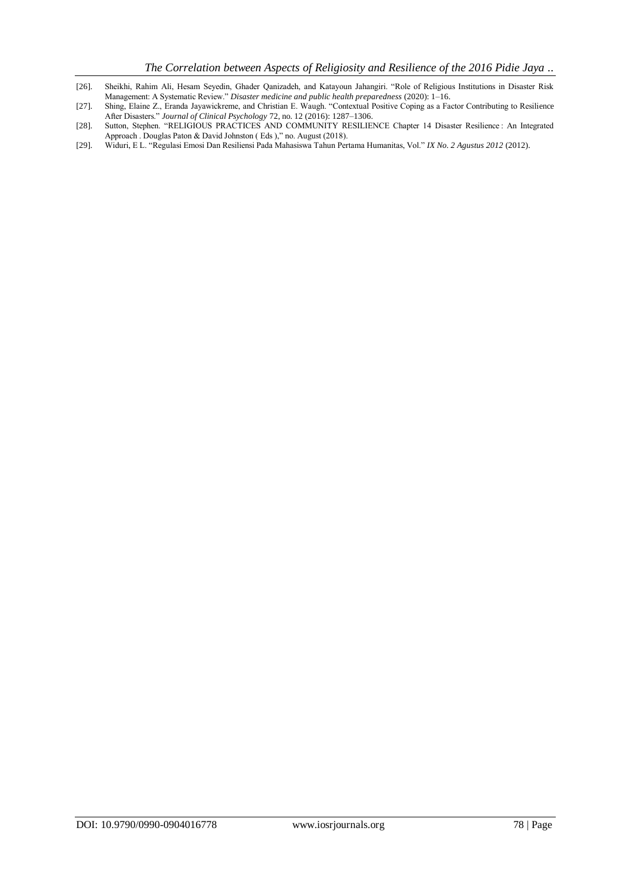[26]. Sheikhi, Rahim Ali, Hesam Seyedin, Ghader Qanizadeh, and Katayoun Jahangiri. "Role of Religious Institutions in Disaster Risk Management: A Systematic Review." *Disaster medicine and public health preparedness* (2020): 1–16.

[27]. Shing, Elaine Z., Eranda Jayawickreme, and Christian E. Waugh. "Contextual Positive Coping as a Factor Contributing to Resilience After Disasters." *Journal of Clinical Psychology* 72, no. 12 (2016): 1287–1306.

[28]. Sutton, Stephen. "RELIGIOUS PRACTICES AND COMMUNITY RESILIENCE Chapter 14 Disaster Resilience : An Integrated Approach . Douglas Paton & David Johnston ( Eds )," no. August (2018).

[29]. Widuri, E L. "Regulasi Emosi Dan Resiliensi Pada Mahasiswa Tahun Pertama Humanitas, Vol." *IX No. 2 Agustus 2012* (2012).